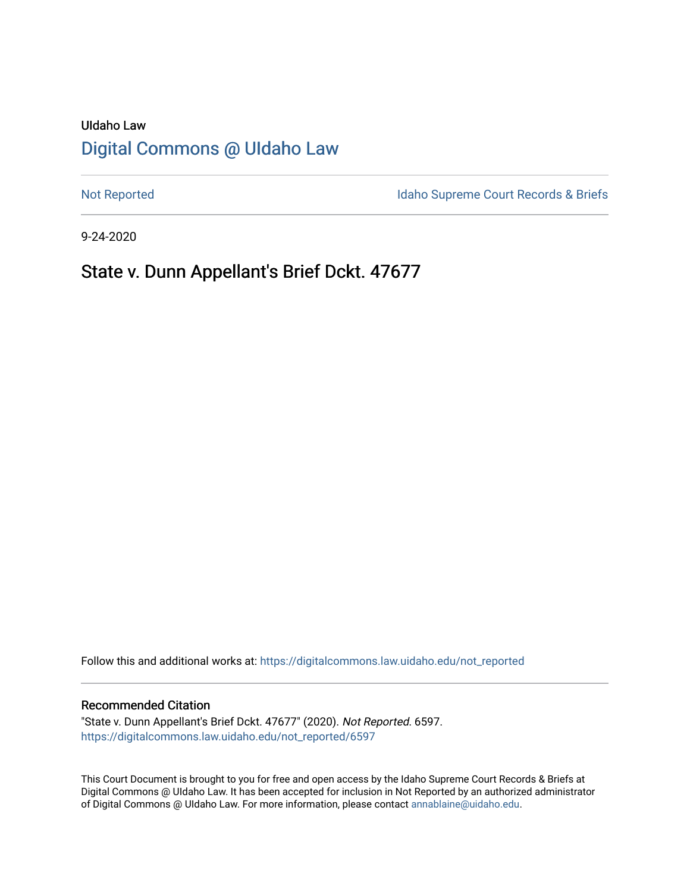UIdaho Law

# [Digital Commons @ UIdaho Law](https://digitalcommons.law.uidaho.edu/)

[Not Reported](https://digitalcommons.law.uidaho.edu/not_reported) | [Idaho Supreme Court Records & Briefs](https://digitalcommons.law.uidaho.edu/idaho_supreme_court_records_briefs)

9-24-2020

## State v. Dunn Appellant's Brief Dckt. 47677

Follow this and additional works at: https://digitalcommons.law.uidaho.edu/not_reported

### Recommended Citation

"State v. Dunn Appellant's Brief Dckt. 47677" (2020). *Not Reported*. 6597.
https://digitalcommons.law.uidaho.edu/not_reported/6597

This Court Document is brought to you for free and open access by the Idaho Supreme Court Records & Briefs at Digital Commons @ UIdaho Law. It has been accepted for inclusion in Not Reported by an authorized administrator of Digital Commons @ UIdaho Law. For more information, please contact annablaine@uidaho.edu.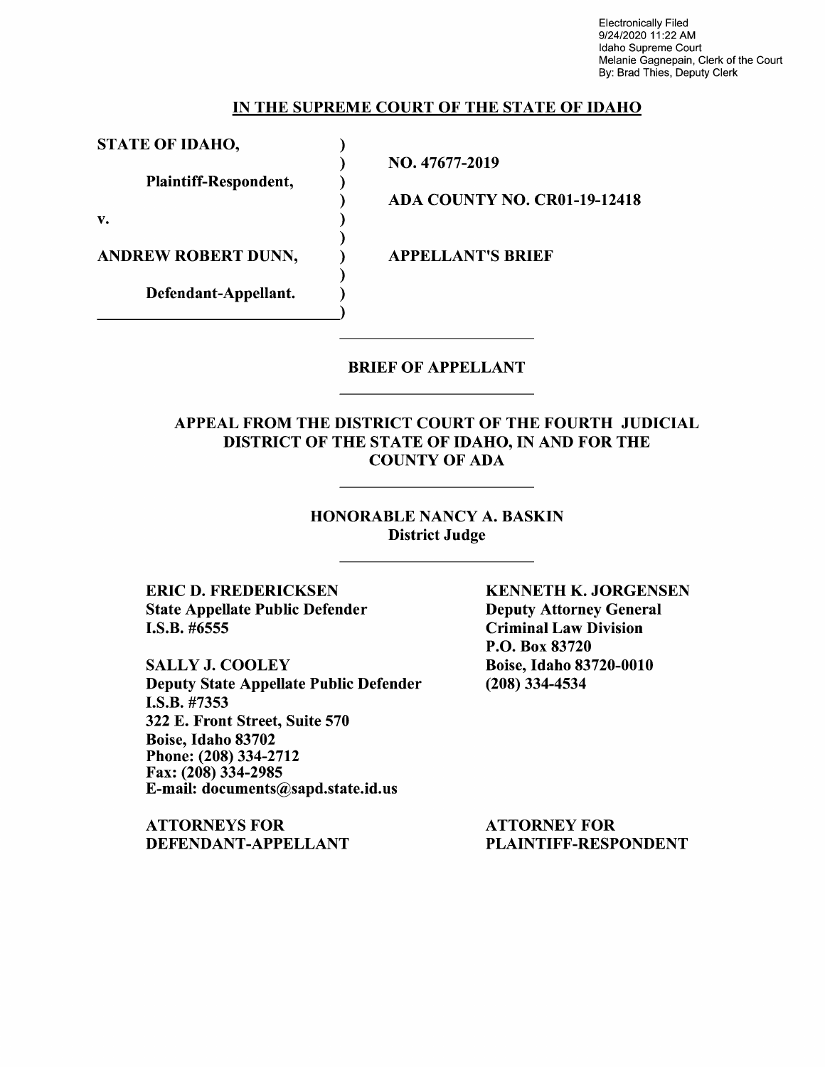Electronically Filed
9/24/2020 11:22 AM
Idaho Supreme Court
Melanie Gagnepain, Clerk of the Court
By: Brad Thies, Deputy Clerk

**IN THE SUPREME COURT OF THE STATE OF IDAHO**

| | | |
|---|---|---|
| **STATE OF IDAHO,** | ) | |
| | ) | **NO. 47677-2019** |
| **Plaintiff-Respondent,** | ) | |
| | ) | **ADA COUNTY NO. CR01-19-12418** |
| **v.** | ) | |
| | ) | |
| **ANDREW ROBERT DUNN,** | ) | **APPELLANT'S BRIEF** |
| | ) | |
| **Defendant-Appellant.** | ) | |
| | ) | |

**BRIEF OF APPELLANT**

**APPEAL FROM THE DISTRICT COURT OF THE FOURTH JUDICIAL DISTRICT OF THE STATE OF IDAHO, IN AND FOR THE COUNTY OF ADA**

**HONORABLE NANCY A. BASKIN**
**District Judge**

**ERIC D. FREDERICKSEN**
**State Appellate Public Defender**
**I.S.B. #6555**

**SALLY J. COOLEY**
**Deputy State Appellate Public Defender**
**I.S.B. #7353**
**322 E. Front Street, Suite 570**
**Boise, Idaho 83702**
**Phone: (208) 334-2712**
**Fax: (208) 334-2985**
**E-mail: documents@sapd.state.id.us**

**ATTORNEYS FOR DEFENDANT-APPELLANT**

**KENNETH K. JORGENSEN**
**Deputy Attorney General**
**Criminal Law Division**
**P.O. Box 83720**
**Boise, Idaho 83720-0010**
**(208) 334-4534**

**ATTORNEY FOR PLAINTIFF-RESPONDENT**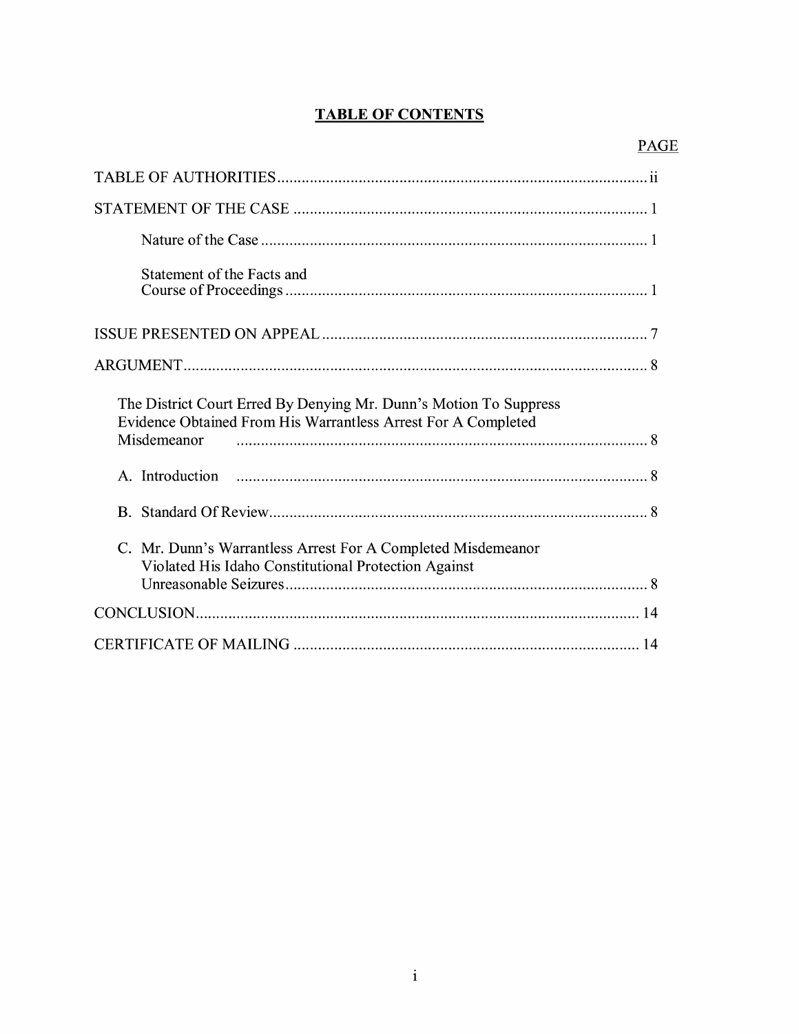## TABLE OF CONTENTS

PAGE

TABLE OF AUTHORITIES ........................................................................................ ii

STATEMENT OF THE CASE ..................................................................................... 1

Nature of the Case ............................................................................................. 1

Statement of the Facts and Course of Proceedings ........................................................................................ 1

ISSUE PRESENTED ON APPEAL ............................................................................... 7

ARGUMENT ................................................................................................................ 8

The District Court Erred By Denying Mr. Dunn's Motion To Suppress Evidence Obtained From His Warrantless Arrest For A Completed Misdemeanor ..................................................................................................... 8

A. Introduction ..................................................................................................... 8

B. Standard Of Review ........................................................................................... 8

C. Mr. Dunn's Warrantless Arrest For A Completed Misdemeanor Violated His Idaho Constitutional Protection Against Unreasonable Seizures ........................................................................................ 8

CONCLUSION ............................................................................................................ 14

CERTIFICATE OF MAILING .................................................................................... 14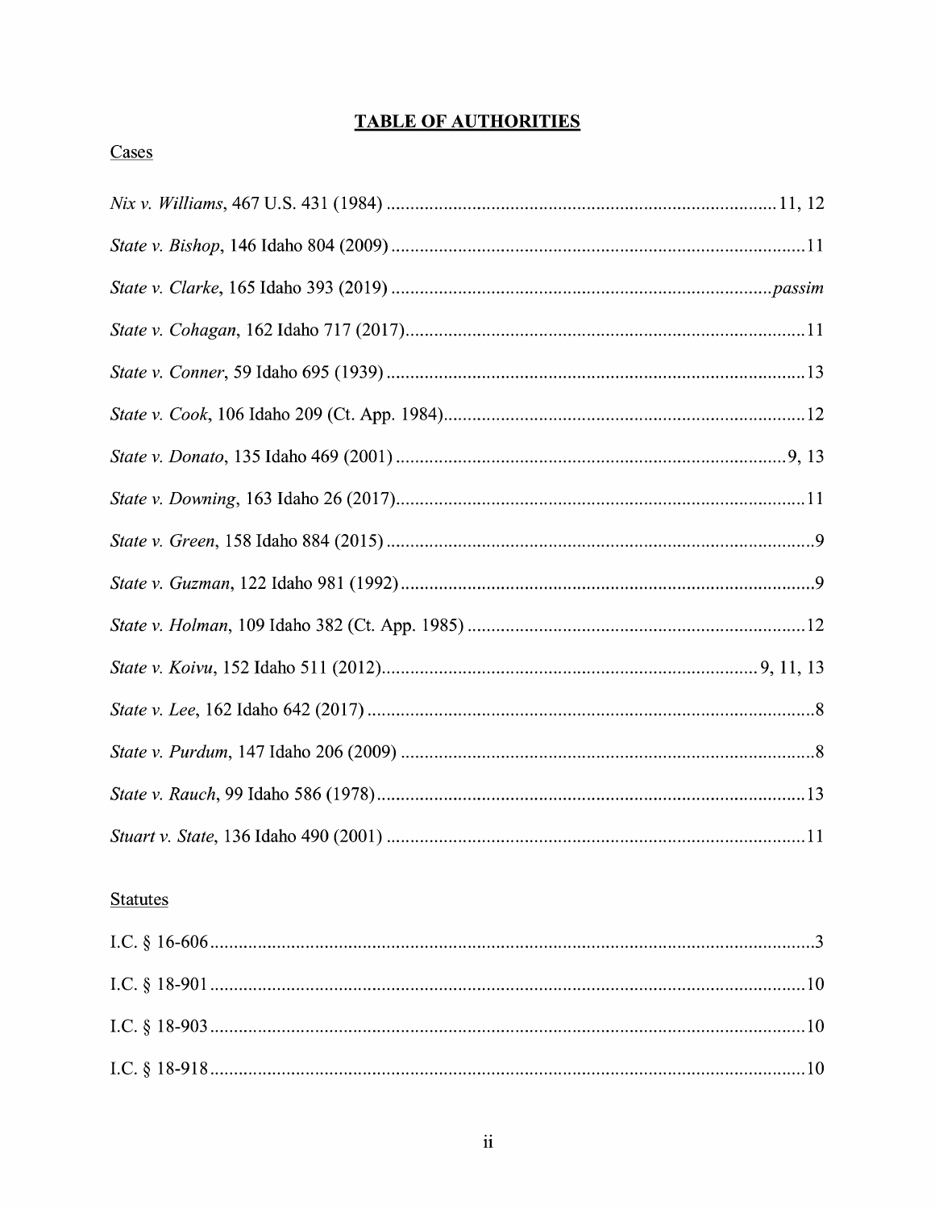# TABLE OF AUTHORITIES

## Cases

*Nix v. Williams*, 467 U.S. 431 (1984) ........................................ 11, 12

*State v. Bishop*, 146 Idaho 804 (2009) ........................................ 11

*State v. Clarke*, 165 Idaho 393 (2019) ........................................ *passim*

*State v. Cohagan*, 162 Idaho 717 (2017) ........................................ 11

*State v. Conner*, 59 Idaho 695 (1939) ........................................ 13

*State v. Cook*, 106 Idaho 209 (Ct. App. 1984) ........................................ 12

*State v. Donato*, 135 Idaho 469 (2001) ........................................ 9, 13

*State v. Downing*, 163 Idaho 26 (2017) ........................................ 11

*State v. Green*, 158 Idaho 884 (2015) ........................................ 9

*State v. Guzman*, 122 Idaho 981 (1992) ........................................ 9

*State v. Holman*, 109 Idaho 382 (Ct. App. 1985) ........................................ 12

*State v. Koivu*, 152 Idaho 511 (2012) ........................................ 9, 11, 13

*State v. Lee*, 162 Idaho 642 (2017) ........................................ 8

*State v. Purdum*, 147 Idaho 206 (2009) ........................................ 8

*State v. Rauch*, 99 Idaho 586 (1978) ........................................ 13

*Stuart v. State*, 136 Idaho 490 (2001) ........................................ 11

## Statutes

I.C. § 16-606 ........................................ 3

I.C. § 18-901 ........................................ 10

I.C. § 18-903 ........................................ 10

I.C. § 18-918 ........................................ 10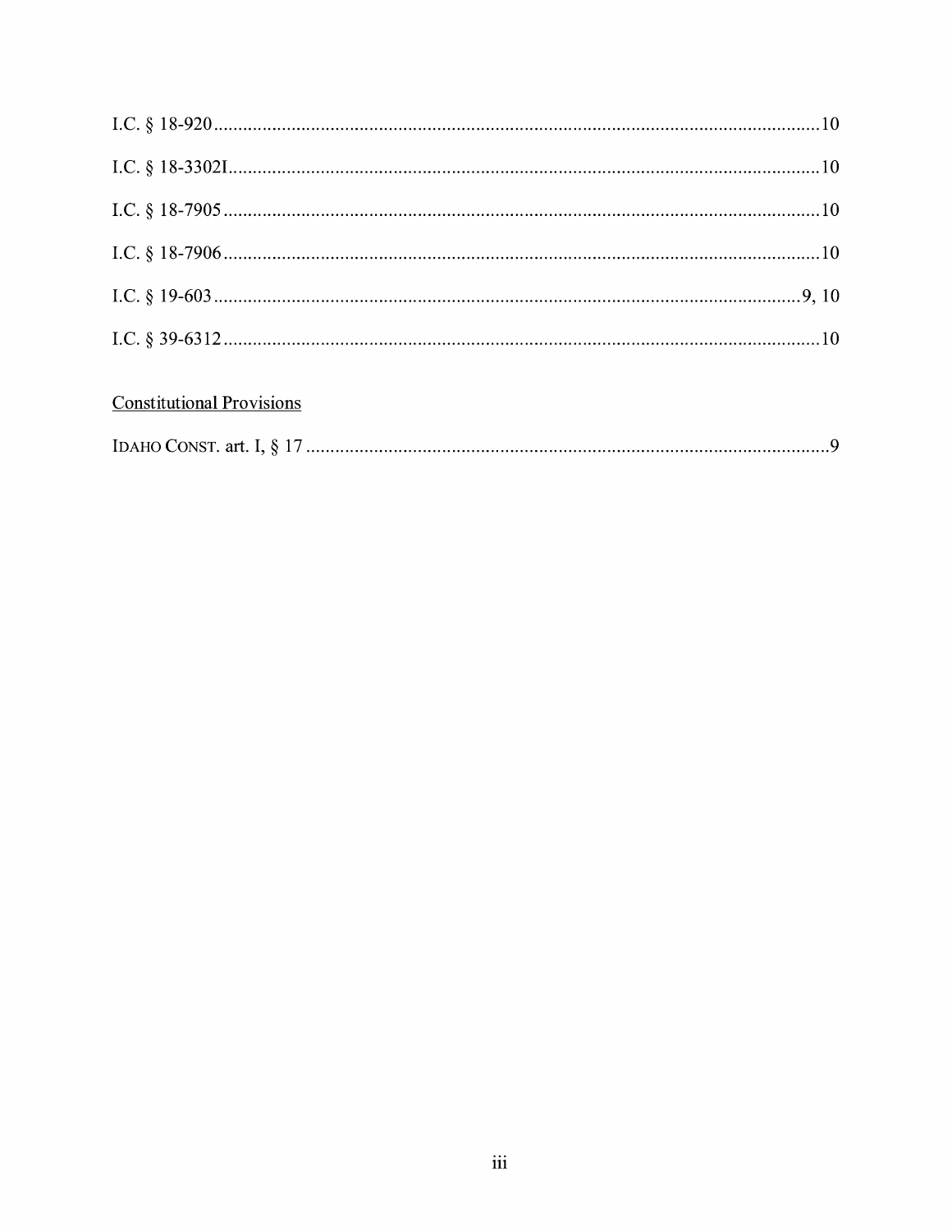I.C. § 18-920 .......... 10

I.C. § 18-3302I .......... 10

I.C. § 18-7905 .......... 10

I.C. § 18-7906 .......... 10

I.C. § 19-603 .......... 9, 10

I.C. § 39-6312 .......... 10

<u>Constitutional Provisions</u>

IDAHO CONST. art. I, § 17 .......... 9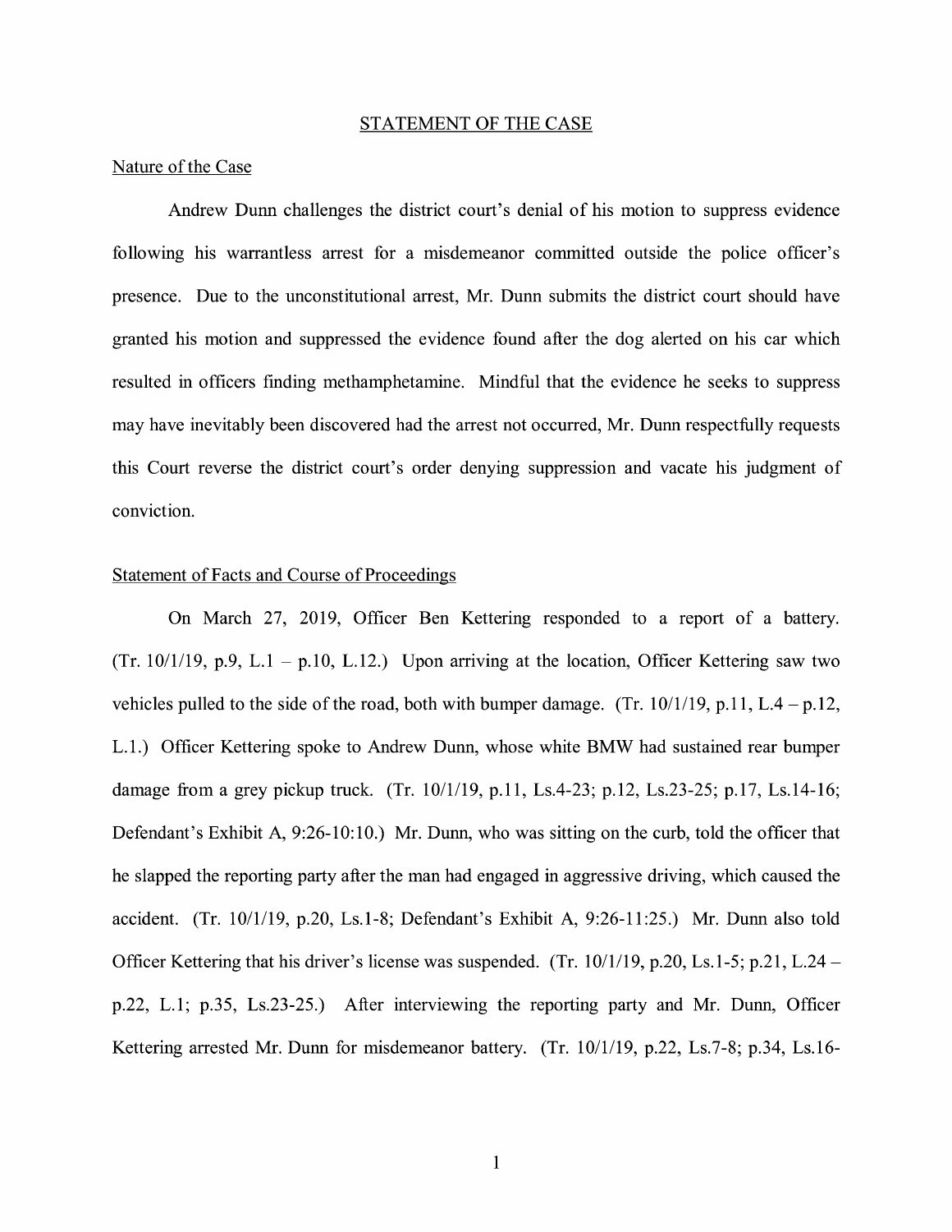## STATEMENT OF THE CASE

### Nature of the Case

Andrew Dunn challenges the district court's denial of his motion to suppress evidence following his warrantless arrest for a misdemeanor committed outside the police officer's presence. Due to the unconstitutional arrest, Mr. Dunn submits the district court should have granted his motion and suppressed the evidence found after the dog alerted on his car which resulted in officers finding methamphetamine. Mindful that the evidence he seeks to suppress may have inevitably been discovered had the arrest not occurred, Mr. Dunn respectfully requests this Court reverse the district court's order denying suppression and vacate his judgment of conviction.

### Statement of Facts and Course of Proceedings

On March 27, 2019, Officer Ben Kettering responded to a report of a battery. (Tr. 10/1/19, p.9, L.1 – p.10, L.12.) Upon arriving at the location, Officer Kettering saw two vehicles pulled to the side of the road, both with bumper damage. (Tr. 10/1/19, p.11, L.4 – p.12, L.1.) Officer Kettering spoke to Andrew Dunn, whose white BMW had sustained rear bumper damage from a grey pickup truck. (Tr. 10/1/19, p.11, Ls.4-23; p.12, Ls.23-25; p.17, Ls.14-16; Defendant's Exhibit A, 9:26-10:10.) Mr. Dunn, who was sitting on the curb, told the officer that he slapped the reporting party after the man had engaged in aggressive driving, which caused the accident. (Tr. 10/1/19, p.20, Ls.1-8; Defendant's Exhibit A, 9:26-11:25.) Mr. Dunn also told Officer Kettering that his driver's license was suspended. (Tr. 10/1/19, p.20, Ls.1-5; p.21, L.24 – p.22, L.1; p.35, Ls.23-25.) After interviewing the reporting party and Mr. Dunn, Officer Kettering arrested Mr. Dunn for misdemeanor battery. (Tr. 10/1/19, p.22, Ls.7-8; p.34, Ls.16-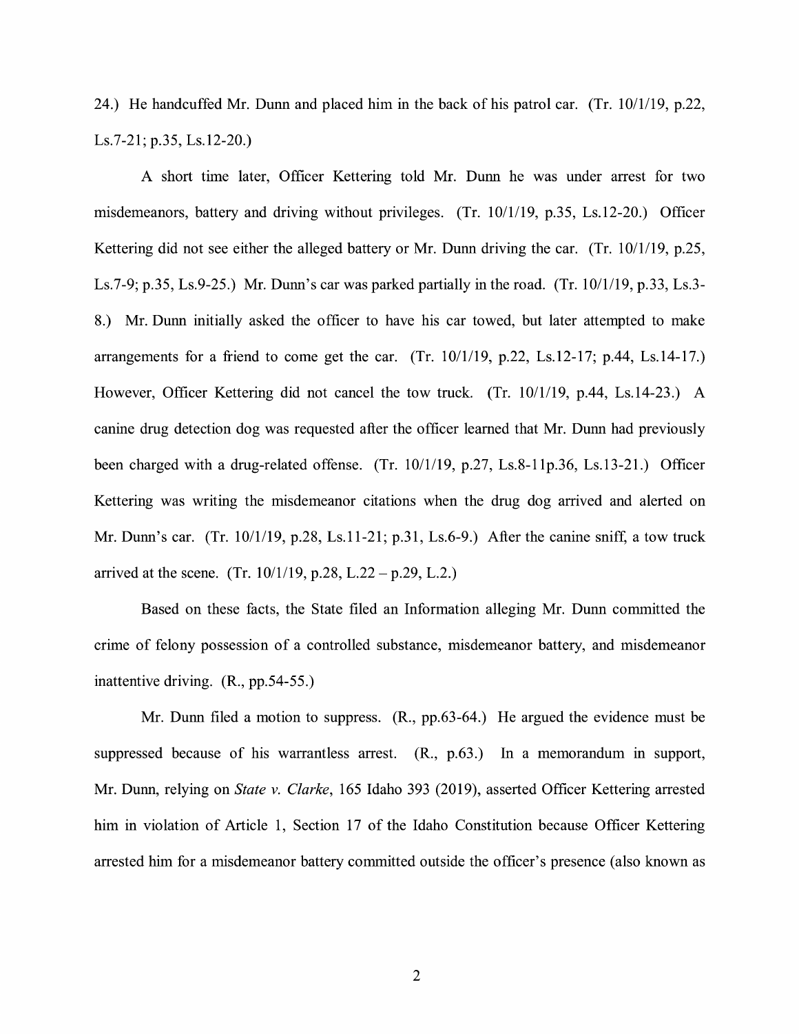24.) He handcuffed Mr. Dunn and placed him in the back of his patrol car. (Tr. 10/1/19, p.22, Ls.7-21; p.35, Ls.12-20.)

A short time later, Officer Kettering told Mr. Dunn he was under arrest for two misdemeanors, battery and driving without privileges. (Tr. 10/1/19, p.35, Ls.12-20.) Officer Kettering did not see either the alleged battery or Mr. Dunn driving the car. (Tr. 10/1/19, p.25, Ls.7-9; p.35, Ls.9-25.) Mr. Dunn's car was parked partially in the road. (Tr. 10/1/19, p.33, Ls.3-8.) Mr. Dunn initially asked the officer to have his car towed, but later attempted to make arrangements for a friend to come get the car. (Tr. 10/1/19, p.22, Ls.12-17; p.44, Ls.14-17.) However, Officer Kettering did not cancel the tow truck. (Tr. 10/1/19, p.44, Ls.14-23.) A canine drug detection dog was requested after the officer learned that Mr. Dunn had previously been charged with a drug-related offense. (Tr. 10/1/19, p.27, Ls.8-11p.36, Ls.13-21.) Officer Kettering was writing the misdemeanor citations when the drug dog arrived and alerted on Mr. Dunn's car. (Tr. 10/1/19, p.28, Ls.11-21; p.31, Ls.6-9.) After the canine sniff, a tow truck arrived at the scene. (Tr. 10/1/19, p.28, L.22 – p.29, L.2.)

Based on these facts, the State filed an Information alleging Mr. Dunn committed the crime of felony possession of a controlled substance, misdemeanor battery, and misdemeanor inattentive driving. (R., pp.54-55.)

Mr. Dunn filed a motion to suppress. (R., pp.63-64.) He argued the evidence must be suppressed because of his warrantless arrest. (R., p.63.) In a memorandum in support, Mr. Dunn, relying on *State v. Clarke*, 165 Idaho 393 (2019), asserted Officer Kettering arrested him in violation of Article 1, Section 17 of the Idaho Constitution because Officer Kettering arrested him for a misdemeanor battery committed outside the officer's presence (also known as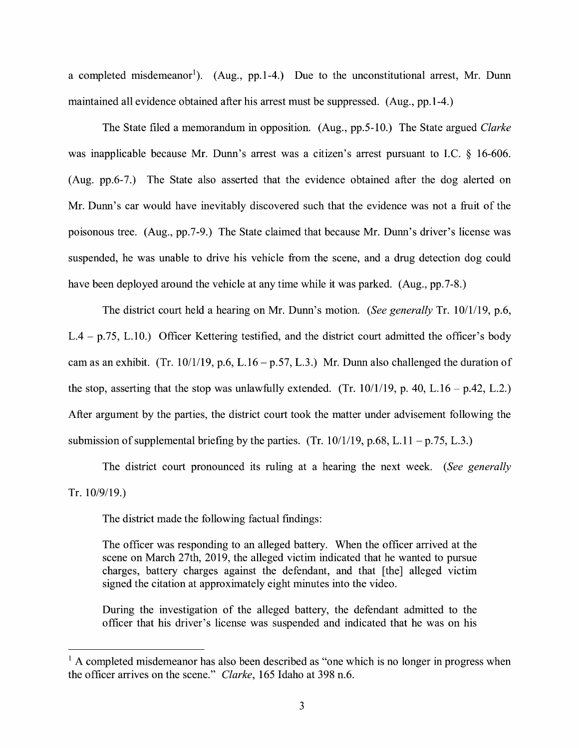a completed misdemeanor[1]). (Aug., pp.1-4.) Due to the unconstitutional arrest, Mr. Dunn maintained all evidence obtained after his arrest must be suppressed. (Aug., pp.1-4.)

The State filed a memorandum in opposition. (Aug., pp.5-10.) The State argued *Clarke* was inapplicable because Mr. Dunn's arrest was a citizen's arrest pursuant to I.C. § 16-606. (Aug. pp.6-7.) The State also asserted that the evidence obtained after the dog alerted on Mr. Dunn's car would have inevitably discovered such that the evidence was not a fruit of the poisonous tree. (Aug., pp.7-9.) The State claimed that because Mr. Dunn's driver's license was suspended, he was unable to drive his vehicle from the scene, and a drug detection dog could have been deployed around the vehicle at any time while it was parked. (Aug., pp.7-8.)

The district court held a hearing on Mr. Dunn's motion. (*See generally* Tr. 10/1/19, p.6, L.4 – p.75, L.10.) Officer Kettering testified, and the district court admitted the officer's body cam as an exhibit. (Tr. 10/1/19, p.6, L.16 – p.57, L.3.) Mr. Dunn also challenged the duration of the stop, asserting that the stop was unlawfully extended. (Tr. 10/1/19, p. 40, L.16 – p.42, L.2.) After argument by the parties, the district court took the matter under advisement following the submission of supplemental briefing by the parties. (Tr. 10/1/19, p.68, L.11 – p.75, L.3.)

The district court pronounced its ruling at a hearing the next week. (*See generally* Tr. 10/9/19.)

The district made the following factual findings:

> The officer was responding to an alleged battery. When the officer arrived at the scene on March 27th, 2019, the alleged victim indicated that he wanted to pursue charges, battery charges against the defendant, and that [the] alleged victim signed the citation at approximately eight minutes into the video.
>
> During the investigation of the alleged battery, the defendant admitted to the officer that his driver's license was suspended and indicated that he was on his

[1] A completed misdemeanor has also been described as "one which is no longer in progress when the officer arrives on the scene." *Clarke*, 165 Idaho at 398 n.6.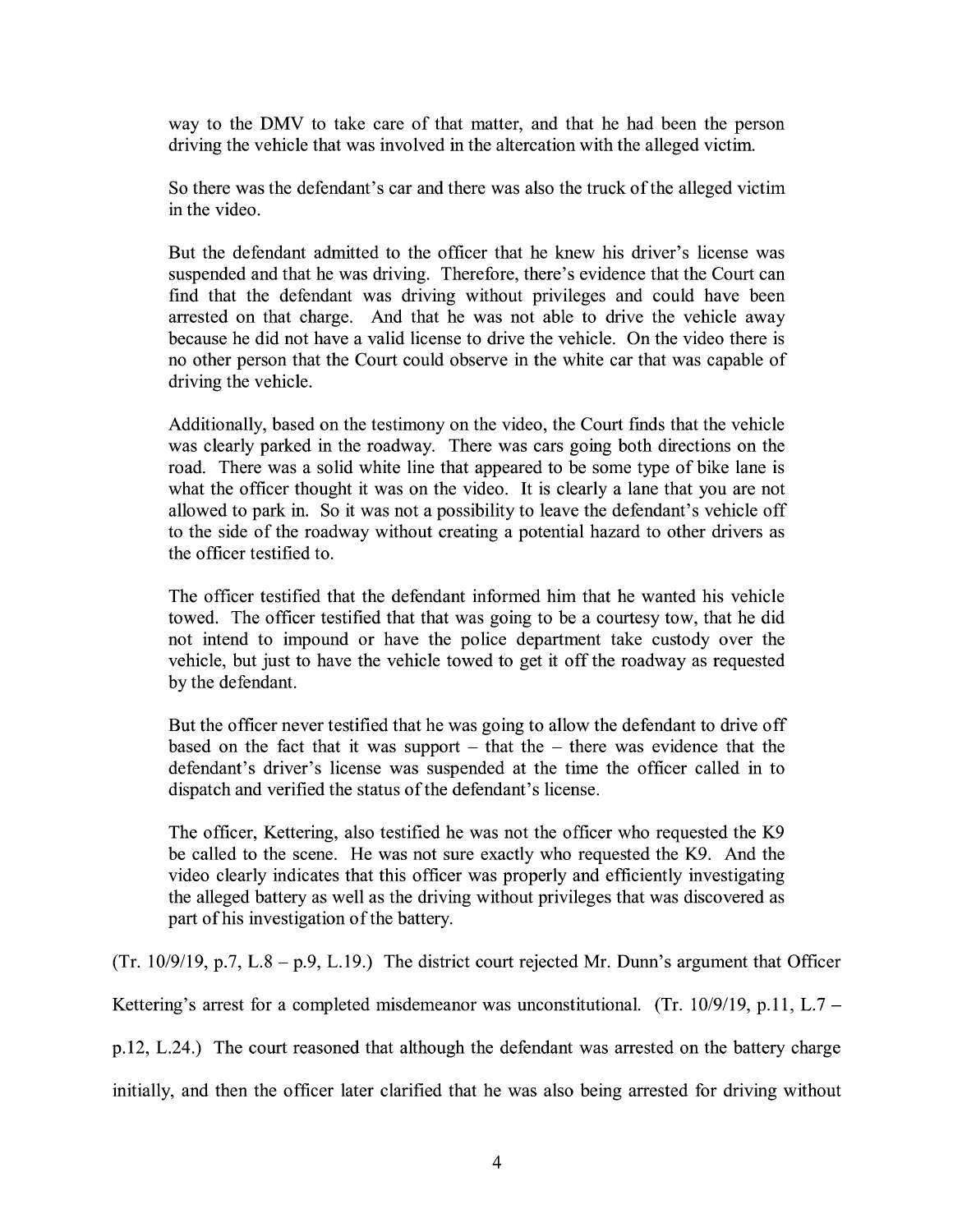way to the DMV to take care of that matter, and that he had been the person driving the vehicle that was involved in the altercation with the alleged victim.

So there was the defendant's car and there was also the truck of the alleged victim in the video.

But the defendant admitted to the officer that he knew his driver's license was suspended and that he was driving. Therefore, there's evidence that the Court can find that the defendant was driving without privileges and could have been arrested on that charge. And that he was not able to drive the vehicle away because he did not have a valid license to drive the vehicle. On the video there is no other person that the Court could observe in the white car that was capable of driving the vehicle.

Additionally, based on the testimony on the video, the Court finds that the vehicle was clearly parked in the roadway. There was cars going both directions on the road. There was a solid white line that appeared to be some type of bike lane is what the officer thought it was on the video. It is clearly a lane that you are not allowed to park in. So it was not a possibility to leave the defendant's vehicle off to the side of the roadway without creating a potential hazard to other drivers as the officer testified to.

The officer testified that the defendant informed him that he wanted his vehicle towed. The officer testified that that was going to be a courtesy tow, that he did not intend to impound or have the police department take custody over the vehicle, but just to have the vehicle towed to get it off the roadway as requested by the defendant.

But the officer never testified that he was going to allow the defendant to drive off based on the fact that it was support – that the – there was evidence that the defendant's driver's license was suspended at the time the officer called in to dispatch and verified the status of the defendant's license.

The officer, Kettering, also testified he was not the officer who requested the K9 be called to the scene. He was not sure exactly who requested the K9. And the video clearly indicates that this officer was properly and efficiently investigating the alleged battery as well as the driving without privileges that was discovered as part of his investigation of the battery.

(Tr. 10/9/19, p.7, L.8 – p.9, L.19.) The district court rejected Mr. Dunn's argument that Officer Kettering's arrest for a completed misdemeanor was unconstitutional. (Tr. 10/9/19, p.11, L.7 – p.12, L.24.) The court reasoned that although the defendant was arrested on the battery charge initially, and then the officer later clarified that he was also being arrested for driving without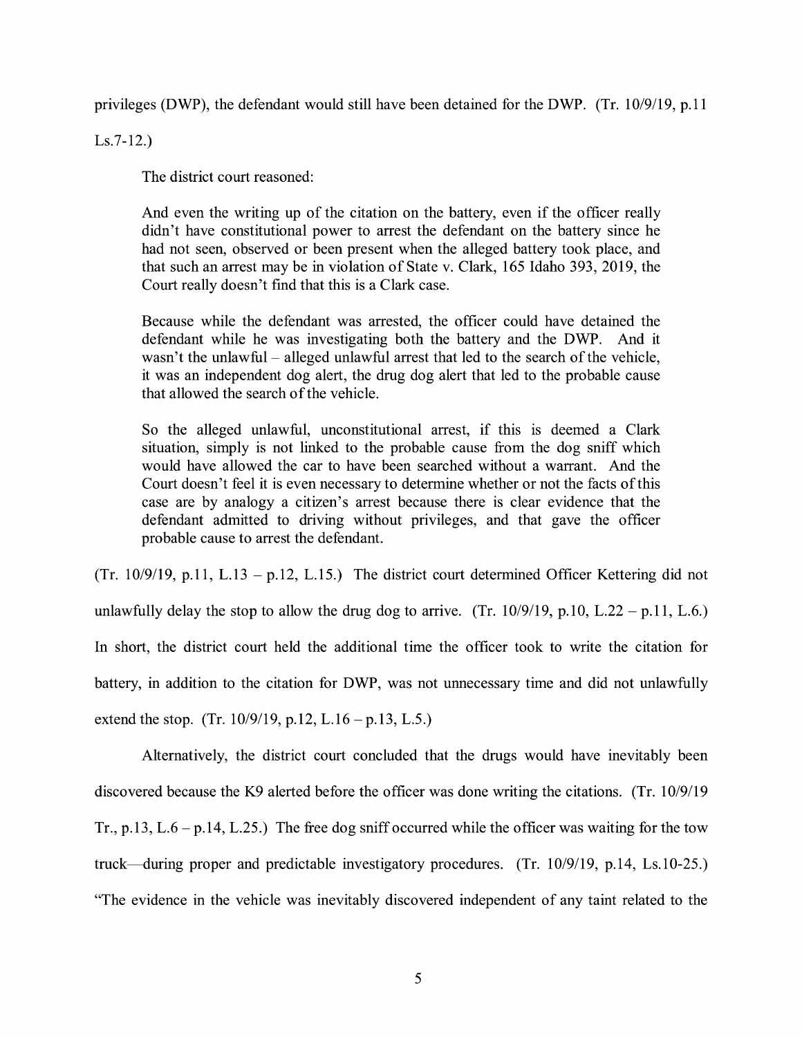privileges (DWP), the defendant would still have been detained for the DWP. (Tr. 10/9/19, p.11 Ls.7-12.)

The district court reasoned:

> And even the writing up of the citation on the battery, even if the officer really didn't have constitutional power to arrest the defendant on the battery since he had not seen, observed or been present when the alleged battery took place, and that such an arrest may be in violation of State v. Clark, 165 Idaho 393, 2019, the Court really doesn't find that this is a Clark case.
>
> Because while the defendant was arrested, the officer could have detained the defendant while he was investigating both the battery and the DWP. And it wasn't the unlawful – alleged unlawful arrest that led to the search of the vehicle, it was an independent dog alert, the drug dog alert that led to the probable cause that allowed the search of the vehicle.
>
> So the alleged unlawful, unconstitutional arrest, if this is deemed a Clark situation, simply is not linked to the probable cause from the dog sniff which would have allowed the car to have been searched without a warrant. And the Court doesn't feel it is even necessary to determine whether or not the facts of this case are by analogy a citizen's arrest because there is clear evidence that the defendant admitted to driving without privileges, and that gave the officer probable cause to arrest the defendant.

(Tr. 10/9/19, p.11, L.13 – p.12, L.15.) The district court determined Officer Kettering did not unlawfully delay the stop to allow the drug dog to arrive. (Tr. 10/9/19, p.10, L.22 – p.11, L.6.) In short, the district court held the additional time the officer took to write the citation for battery, in addition to the citation for DWP, was not unnecessary time and did not unlawfully extend the stop. (Tr. 10/9/19, p.12, L.16 – p.13, L.5.)

Alternatively, the district court concluded that the drugs would have inevitably been discovered because the K9 alerted before the officer was done writing the citations. (Tr. 10/9/19 Tr., p.13, L.6 – p.14, L.25.) The free dog sniff occurred while the officer was waiting for the tow truck—during proper and predictable investigatory procedures. (Tr. 10/9/19, p.14, Ls.10-25.) "The evidence in the vehicle was inevitably discovered independent of any taint related to the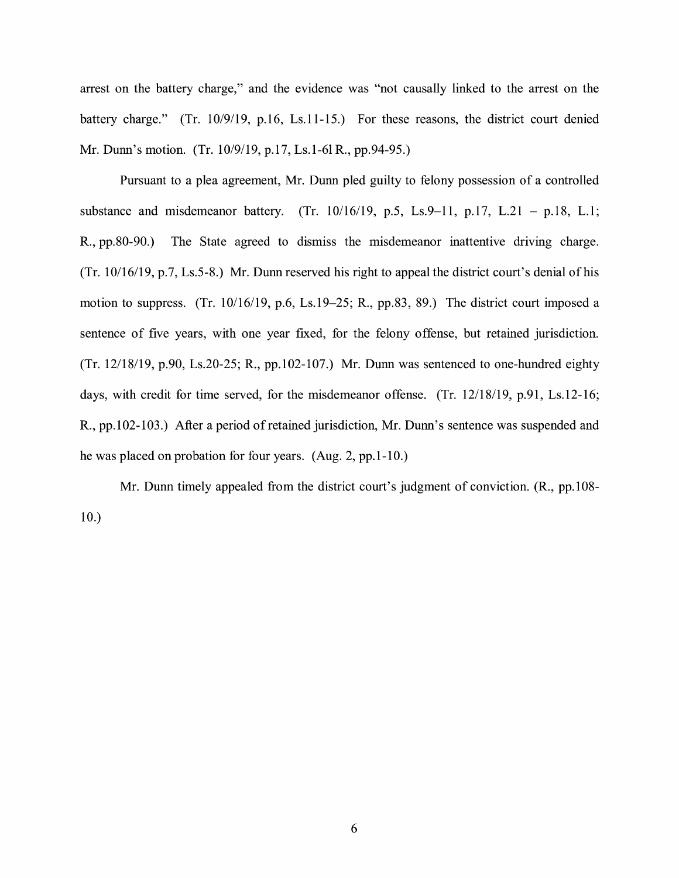arrest on the battery charge," and the evidence was "not causally linked to the arrest on the battery charge." (Tr. 10/9/19, p.16, Ls.11-15.) For these reasons, the district court denied Mr. Dunn's motion. (Tr. 10/9/19, p.17, Ls.1-6l R., pp.94-95.)

Pursuant to a plea agreement, Mr. Dunn pled guilty to felony possession of a controlled substance and misdemeanor battery. (Tr. 10/16/19, p.5, Ls.9–11, p.17, L.21 – p.18, L.1; R., pp.80-90.) The State agreed to dismiss the misdemeanor inattentive driving charge. (Tr. 10/16/19, p.7, Ls.5-8.) Mr. Dunn reserved his right to appeal the district court's denial of his motion to suppress. (Tr. 10/16/19, p.6, Ls.19–25; R., pp.83, 89.) The district court imposed a sentence of five years, with one year fixed, for the felony offense, but retained jurisdiction. (Tr. 12/18/19, p.90, Ls.20-25; R., pp.102-107.) Mr. Dunn was sentenced to one-hundred eighty days, with credit for time served, for the misdemeanor offense. (Tr. 12/18/19, p.91, Ls.12-16; R., pp.102-103.) After a period of retained jurisdiction, Mr. Dunn's sentence was suspended and he was placed on probation for four years. (Aug. 2, pp.1-10.)

Mr. Dunn timely appealed from the district court's judgment of conviction. (R., pp.108-10.)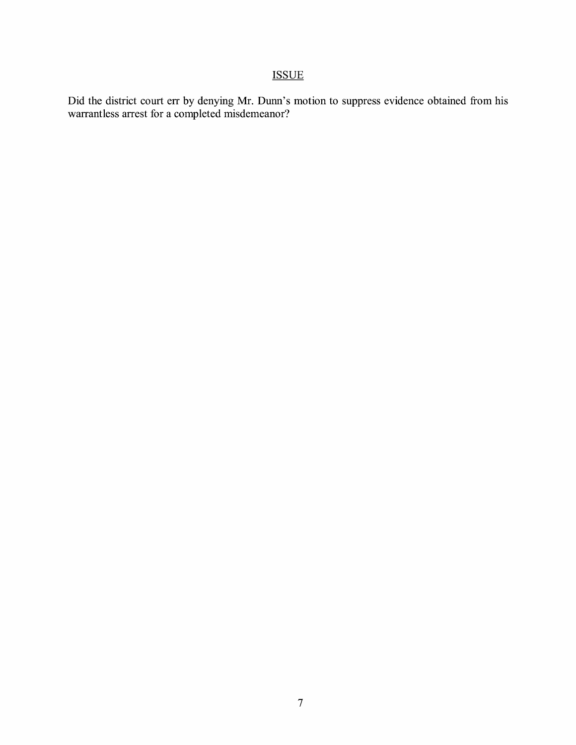## ISSUE

Did the district court err by denying Mr. Dunn's motion to suppress evidence obtained from his warrantless arrest for a completed misdemeanor?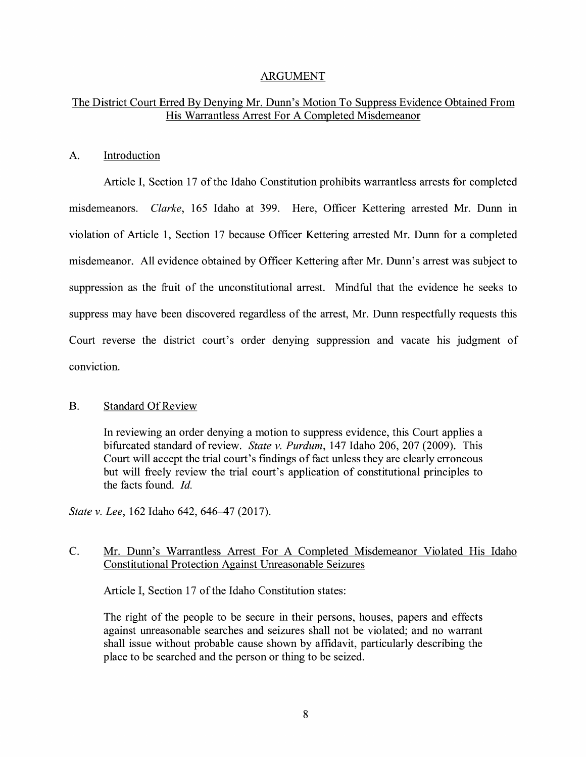## ARGUMENT

### The District Court Erred By Denying Mr. Dunn's Motion To Suppress Evidence Obtained From His Warrantless Arrest For A Completed Misdemeanor

#### A. Introduction

Article I, Section 17 of the Idaho Constitution prohibits warrantless arrests for completed misdemeanors. *Clarke*, 165 Idaho at 399. Here, Officer Kettering arrested Mr. Dunn in violation of Article 1, Section 17 because Officer Kettering arrested Mr. Dunn for a completed misdemeanor. All evidence obtained by Officer Kettering after Mr. Dunn's arrest was subject to suppression as the fruit of the unconstitutional arrest. Mindful that the evidence he seeks to suppress may have been discovered regardless of the arrest, Mr. Dunn respectfully requests this Court reverse the district court's order denying suppression and vacate his judgment of conviction.

#### B. Standard Of Review

> In reviewing an order denying a motion to suppress evidence, this Court applies a bifurcated standard of review. *State v. Purdum*, 147 Idaho 206, 207 (2009). This Court will accept the trial court's findings of fact unless they are clearly erroneous but will freely review the trial court's application of constitutional principles to the facts found. *Id.*

*State v. Lee*, 162 Idaho 642, 646–47 (2017).

#### C. Mr. Dunn's Warrantless Arrest For A Completed Misdemeanor Violated His Idaho Constitutional Protection Against Unreasonable Seizures

Article I, Section 17 of the Idaho Constitution states:

> The right of the people to be secure in their persons, houses, papers and effects against unreasonable searches and seizures shall not be violated; and no warrant shall issue without probable cause shown by affidavit, particularly describing the place to be searched and the person or thing to be seized.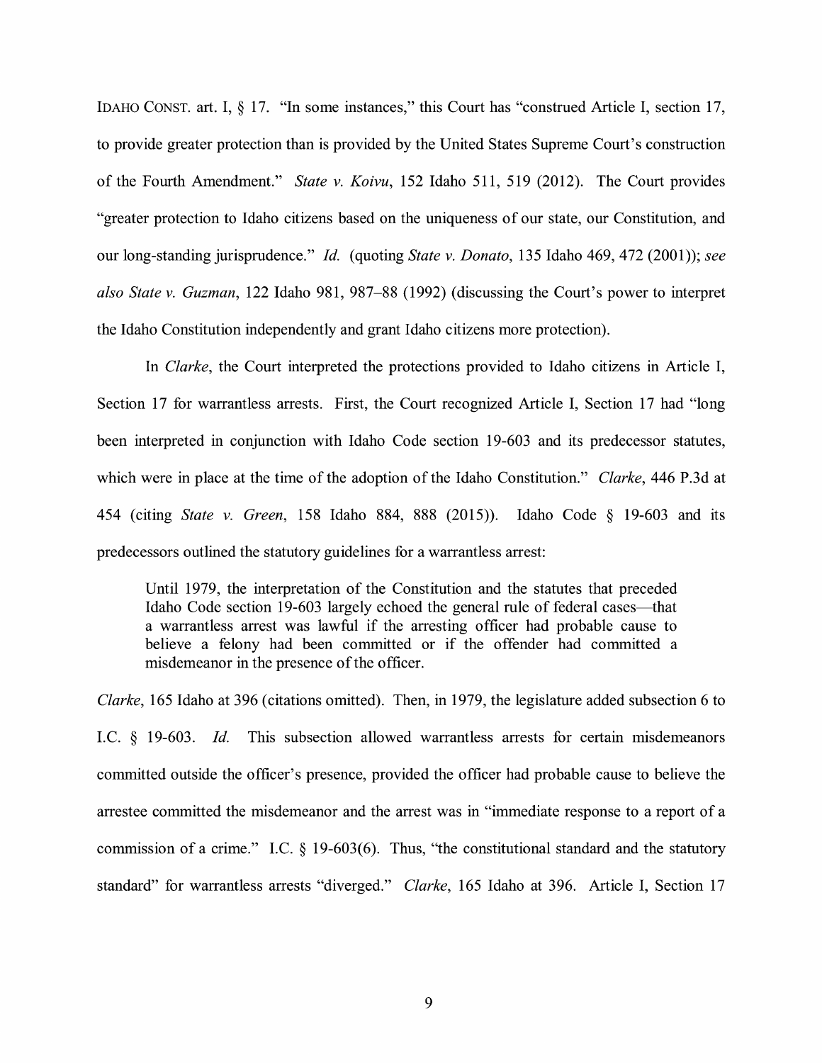IDAHO CONST. art. I, § 17. "In some instances," this Court has "construed Article I, section 17, to provide greater protection than is provided by the United States Supreme Court's construction of the Fourth Amendment." *State v. Koivu*, 152 Idaho 511, 519 (2012). The Court provides "greater protection to Idaho citizens based on the uniqueness of our state, our Constitution, and our long-standing jurisprudence." *Id.* (quoting *State v. Donato*, 135 Idaho 469, 472 (2001)); *see also State v. Guzman*, 122 Idaho 981, 987–88 (1992) (discussing the Court's power to interpret the Idaho Constitution independently and grant Idaho citizens more protection).

In *Clarke*, the Court interpreted the protections provided to Idaho citizens in Article I, Section 17 for warrantless arrests. First, the Court recognized Article I, Section 17 had "long been interpreted in conjunction with Idaho Code section 19-603 and its predecessor statutes, which were in place at the time of the adoption of the Idaho Constitution." *Clarke*, 446 P.3d at 454 (citing *State v. Green*, 158 Idaho 884, 888 (2015)). Idaho Code § 19-603 and its predecessors outlined the statutory guidelines for a warrantless arrest:

> Until 1979, the interpretation of the Constitution and the statutes that preceded Idaho Code section 19-603 largely echoed the general rule of federal cases—that a warrantless arrest was lawful if the arresting officer had probable cause to believe a felony had been committed or if the offender had committed a misdemeanor in the presence of the officer.

*Clarke*, 165 Idaho at 396 (citations omitted). Then, in 1979, the legislature added subsection 6 to I.C. § 19-603. *Id.* This subsection allowed warrantless arrests for certain misdemeanors committed outside the officer's presence, provided the officer had probable cause to believe the arrestee committed the misdemeanor and the arrest was in "immediate response to a report of a commission of a crime." I.C. § 19-603(6). Thus, "the constitutional standard and the statutory standard" for warrantless arrests "diverged." *Clarke*, 165 Idaho at 396. Article I, Section 17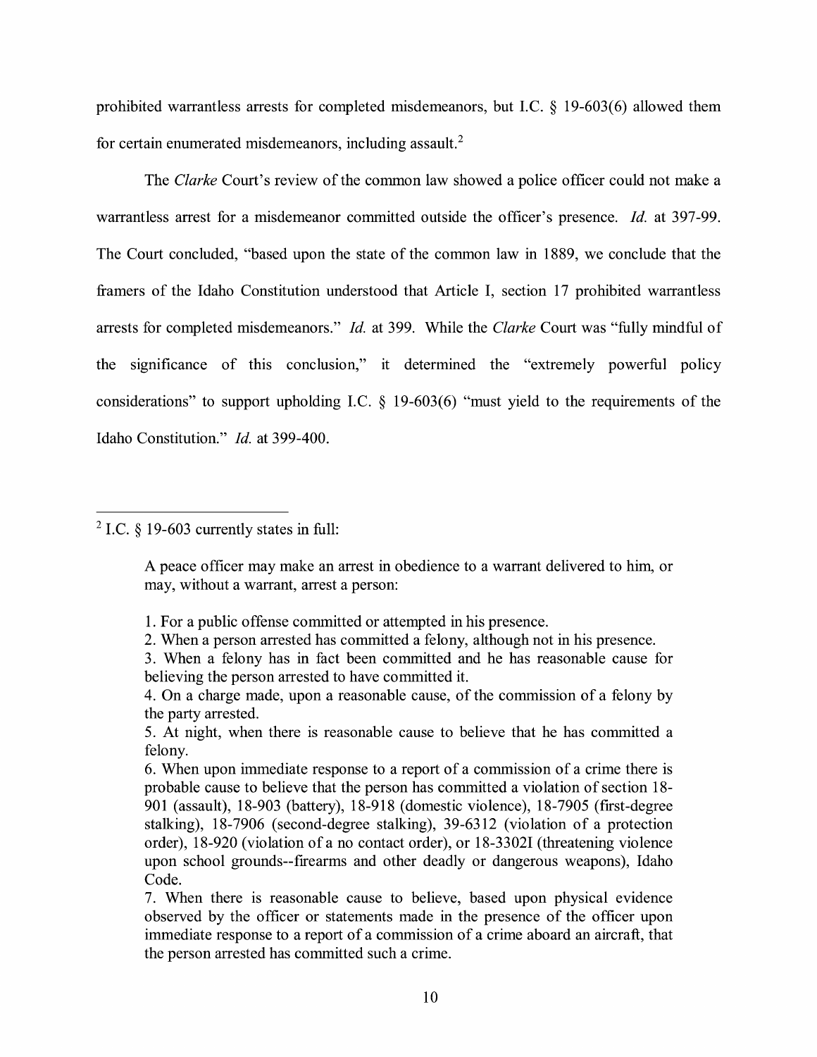prohibited warrantless arrests for completed misdemeanors, but I.C. § 19-603(6) allowed them for certain enumerated misdemeanors, including assault.[2]

The *Clarke* Court's review of the common law showed a police officer could not make a warrantless arrest for a misdemeanor committed outside the officer's presence. *Id.* at 397-99. The Court concluded, "based upon the state of the common law in 1889, we conclude that the framers of the Idaho Constitution understood that Article I, section 17 prohibited warrantless arrests for completed misdemeanors." *Id.* at 399. While the *Clarke* Court was "fully mindful of the significance of this conclusion," it determined the "extremely powerful policy considerations" to support upholding I.C. § 19-603(6) "must yield to the requirements of the Idaho Constitution." *Id.* at 399-400.

---

[2] I.C. § 19-603 currently states in full:

> A peace officer may make an arrest in obedience to a warrant delivered to him, or may, without a warrant, arrest a person:
>
> 1. For a public offense committed or attempted in his presence.
> 2. When a person arrested has committed a felony, although not in his presence.
> 3. When a felony has in fact been committed and he has reasonable cause for believing the person arrested to have committed it.
> 4. On a charge made, upon a reasonable cause, of the commission of a felony by the party arrested.
> 5. At night, when there is reasonable cause to believe that he has committed a felony.
> 6. When upon immediate response to a report of a commission of a crime there is probable cause to believe that the person has committed a violation of section 18-901 (assault), 18-903 (battery), 18-918 (domestic violence), 18-7905 (first-degree stalking), 18-7906 (second-degree stalking), 39-6312 (violation of a protection order), 18-920 (violation of a no contact order), or 18-3302I (threatening violence upon school grounds--firearms and other deadly or dangerous weapons), Idaho Code.
> 7. When there is reasonable cause to believe, based upon physical evidence observed by the officer or statements made in the presence of the officer upon immediate response to a report of a commission of a crime aboard an aircraft, that the person arrested has committed such a crime.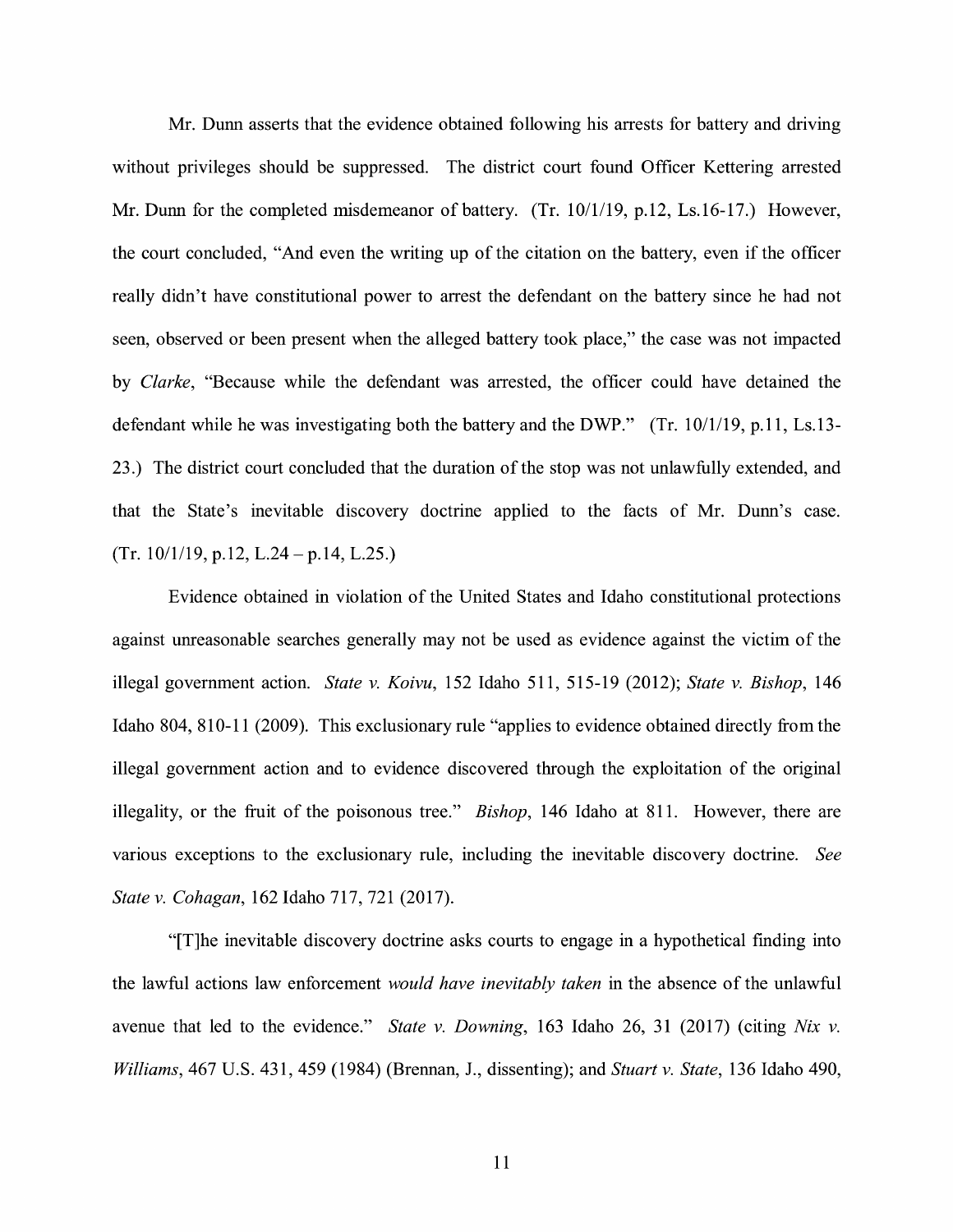Mr. Dunn asserts that the evidence obtained following his arrests for battery and driving without privileges should be suppressed. The district court found Officer Kettering arrested Mr. Dunn for the completed misdemeanor of battery. (Tr. 10/1/19, p.12, Ls.16-17.) However, the court concluded, "And even the writing up of the citation on the battery, even if the officer really didn't have constitutional power to arrest the defendant on the battery since he had not seen, observed or been present when the alleged battery took place," the case was not impacted by *Clarke*, "Because while the defendant was arrested, the officer could have detained the defendant while he was investigating both the battery and the DWP." (Tr. 10/1/19, p.11, Ls.13-23.) The district court concluded that the duration of the stop was not unlawfully extended, and that the State's inevitable discovery doctrine applied to the facts of Mr. Dunn's case. (Tr. 10/1/19, p.12, L.24 – p.14, L.25.)

Evidence obtained in violation of the United States and Idaho constitutional protections against unreasonable searches generally may not be used as evidence against the victim of the illegal government action. *State v. Koivu*, 152 Idaho 511, 515-19 (2012); *State v. Bishop*, 146 Idaho 804, 810-11 (2009). This exclusionary rule "applies to evidence obtained directly from the illegal government action and to evidence discovered through the exploitation of the original illegality, or the fruit of the poisonous tree." *Bishop*, 146 Idaho at 811. However, there are various exceptions to the exclusionary rule, including the inevitable discovery doctrine. *See State v. Cohagan*, 162 Idaho 717, 721 (2017).

"[T]he inevitable discovery doctrine asks courts to engage in a hypothetical finding into the lawful actions law enforcement *would have inevitably taken* in the absence of the unlawful avenue that led to the evidence." *State v. Downing*, 163 Idaho 26, 31 (2017) (citing *Nix v. Williams*, 467 U.S. 431, 459 (1984) (Brennan, J., dissenting); and *Stuart v. State*, 136 Idaho 490,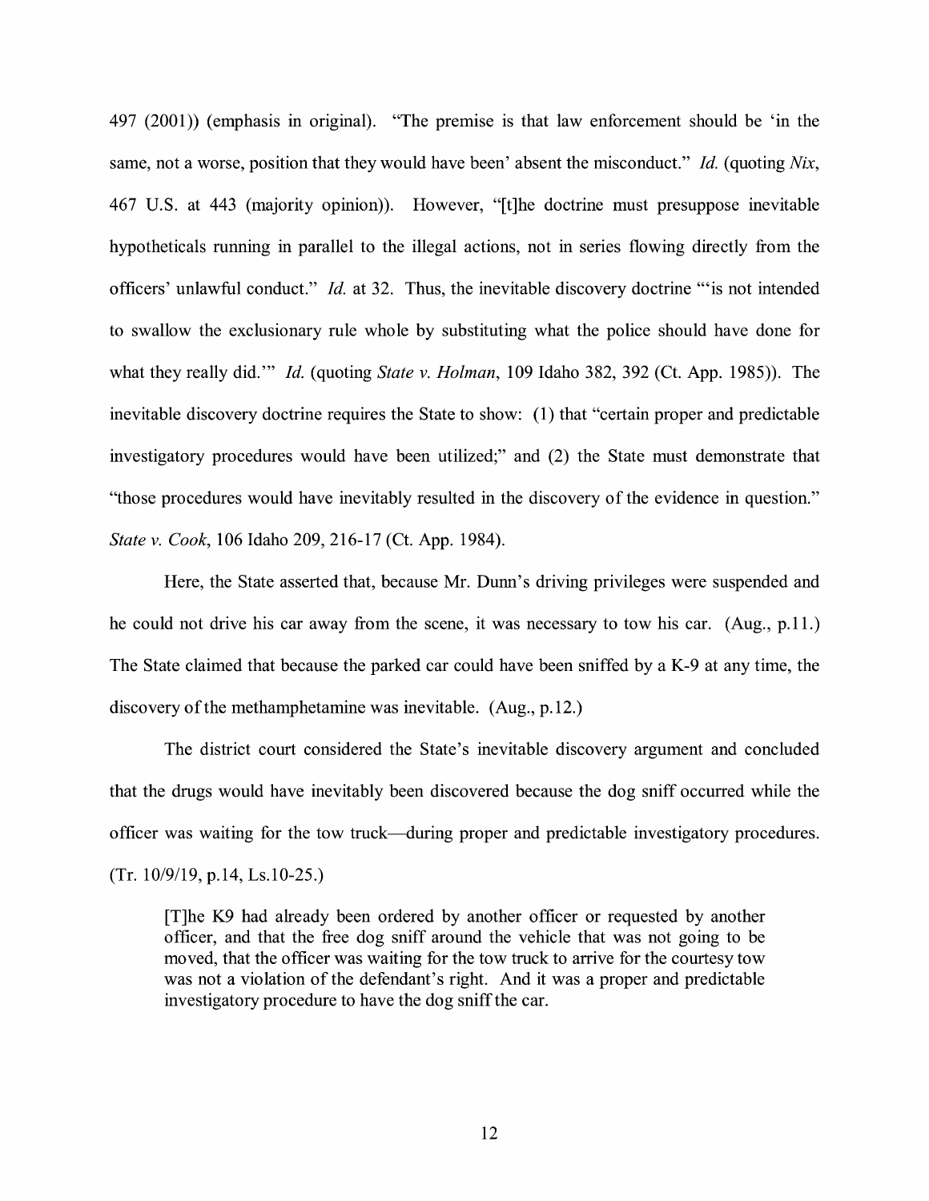497 (2001)) (emphasis in original). "The premise is that law enforcement should be 'in the same, not a worse, position that they would have been' absent the misconduct." *Id.* (quoting *Nix*, 467 U.S. at 443 (majority opinion)). However, "[t]he doctrine must presuppose inevitable hypotheticals running in parallel to the illegal actions, not in series flowing directly from the officers' unlawful conduct." *Id.* at 32. Thus, the inevitable discovery doctrine "'is not intended to swallow the exclusionary rule whole by substituting what the police should have done for what they really did.'" *Id.* (quoting *State v. Holman*, 109 Idaho 382, 392 (Ct. App. 1985)). The inevitable discovery doctrine requires the State to show: (1) that "certain proper and predictable investigatory procedures would have been utilized;" and (2) the State must demonstrate that "those procedures would have inevitably resulted in the discovery of the evidence in question." *State v. Cook*, 106 Idaho 209, 216-17 (Ct. App. 1984).

Here, the State asserted that, because Mr. Dunn's driving privileges were suspended and he could not drive his car away from the scene, it was necessary to tow his car. (Aug., p.11.) The State claimed that because the parked car could have been sniffed by a K-9 at any time, the discovery of the methamphetamine was inevitable. (Aug., p.12.)

The district court considered the State's inevitable discovery argument and concluded that the drugs would have inevitably been discovered because the dog sniff occurred while the officer was waiting for the tow truck—during proper and predictable investigatory procedures. (Tr. 10/9/19, p.14, Ls.10-25.)

> [T]he K9 had already been ordered by another officer or requested by another officer, and that the free dog sniff around the vehicle that was not going to be moved, that the officer was waiting for the tow truck to arrive for the courtesy tow was not a violation of the defendant's right. And it was a proper and predictable investigatory procedure to have the dog sniff the car.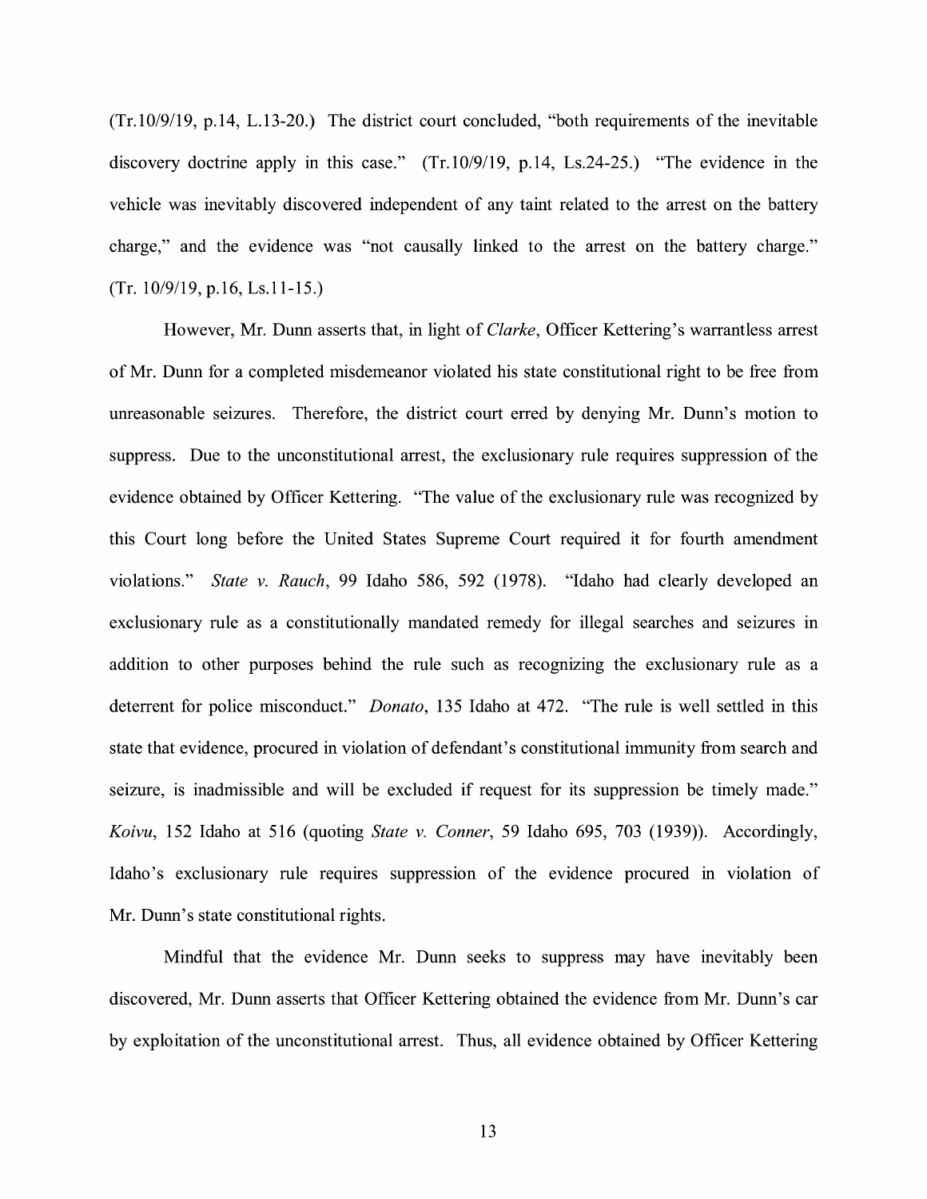(Tr.10/9/19, p.14, L.13-20.) The district court concluded, "both requirements of the inevitable discovery doctrine apply in this case." (Tr.10/9/19, p.14, Ls.24-25.) "The evidence in the vehicle was inevitably discovered independent of any taint related to the arrest on the battery charge," and the evidence was "not causally linked to the arrest on the battery charge." (Tr. 10/9/19, p.16, Ls.11-15.)

However, Mr. Dunn asserts that, in light of *Clarke*, Officer Kettering's warrantless arrest of Mr. Dunn for a completed misdemeanor violated his state constitutional right to be free from unreasonable seizures. Therefore, the district court erred by denying Mr. Dunn's motion to suppress. Due to the unconstitutional arrest, the exclusionary rule requires suppression of the evidence obtained by Officer Kettering. "The value of the exclusionary rule was recognized by this Court long before the United States Supreme Court required it for fourth amendment violations." *State v. Rauch*, 99 Idaho 586, 592 (1978). "Idaho had clearly developed an exclusionary rule as a constitutionally mandated remedy for illegal searches and seizures in addition to other purposes behind the rule such as recognizing the exclusionary rule as a deterrent for police misconduct." *Donato*, 135 Idaho at 472. "The rule is well settled in this state that evidence, procured in violation of defendant's constitutional immunity from search and seizure, is inadmissible and will be excluded if request for its suppression be timely made." *Koivu*, 152 Idaho at 516 (quoting *State v. Conner*, 59 Idaho 695, 703 (1939)). Accordingly, Idaho's exclusionary rule requires suppression of the evidence procured in violation of Mr. Dunn's state constitutional rights.

Mindful that the evidence Mr. Dunn seeks to suppress may have inevitably been discovered, Mr. Dunn asserts that Officer Kettering obtained the evidence from Mr. Dunn's car by exploitation of the unconstitutional arrest. Thus, all evidence obtained by Officer Kettering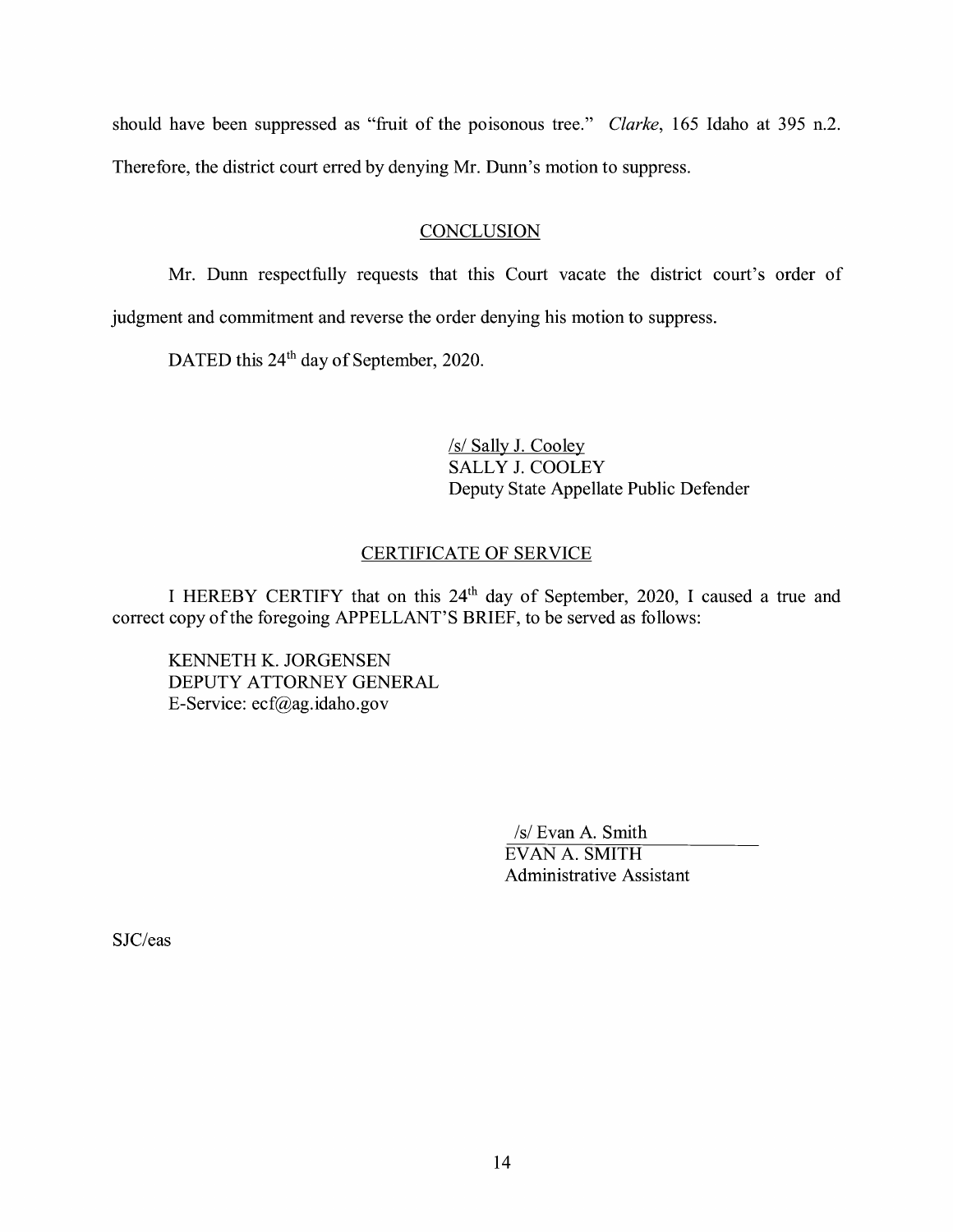should have been suppressed as "fruit of the poisonous tree." *Clarke*, 165 Idaho at 395 n.2. Therefore, the district court erred by denying Mr. Dunn's motion to suppress.

## CONCLUSION

Mr. Dunn respectfully requests that this Court vacate the district court's order of judgment and commitment and reverse the order denying his motion to suppress.

DATED this 24th day of September, 2020.

/s/ Sally J. Cooley
SALLY J. COOLEY
Deputy State Appellate Public Defender

## CERTIFICATE OF SERVICE

I HEREBY CERTIFY that on this 24th day of September, 2020, I caused a true and correct copy of the foregoing APPELLANT'S BRIEF, to be served as follows:

KENNETH K. JORGENSEN
DEPUTY ATTORNEY GENERAL
E-Service: ecf@ag.idaho.gov

/s/ Evan A. Smith
EVAN A. SMITH
Administrative Assistant

SJC/eas